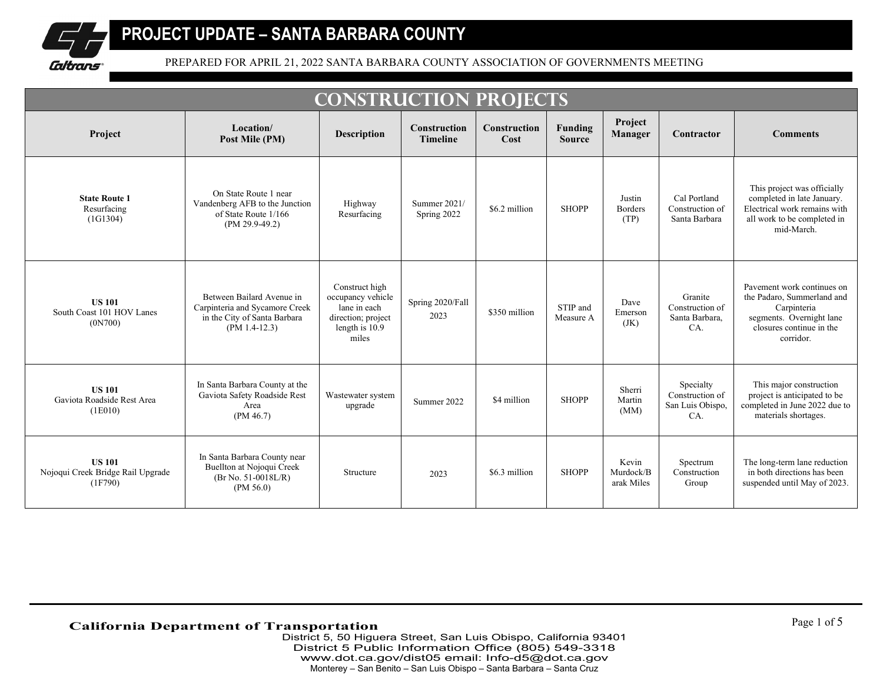# PROJECT UPDATE – SANTA BARBARA COUNTY

PREPARED FOR APRIL 21, 2022 SANTA BARBARA COUNTY ASSOCIATION OF GOVERNMENTS MEETING

## CONSTRUCTION PROJECTS

| Project | Location/ Post Mile (PM) | Description | Construction Timeline | Construction Cost | Funding Source | Project Manager | Contractor | Comments |
|---|---|---|---|---|---|---|---|---|
| **State Route 1** Resurfacing (1G1304) | On State Route 1 near Vandenberg AFB to the Junction of State Route 1/166 (PM 29.9-49.2) | Highway Resurfacing | Summer 2021/ Spring 2022 | $6.2 million | SHOPP | Justin Borders (TP) | Cal Portland Construction of Santa Barbara | This project was officially completed in late January. Electrical work remains with all work to be completed in mid-March. |
| **US 101** South Coast 101 HOV Lanes (0N700) | Between Bailard Avenue in Carpinteria and Sycamore Creek in the City of Santa Barbara (PM 1.4-12.3) | Construct high occupancy vehicle lane in each direction; project length is 10.9 miles | Spring 2020/Fall 2023 | $350 million | STIP and Measure A | Dave Emerson (JK) | Granite Construction of Santa Barbara, CA. | Pavement work continues on the Padaro, Summerland and Carpinteria segments. Overnight lane closures continue in the corridor. |
| **US 101** Gaviota Roadside Rest Area (1E010) | In Santa Barbara County at the Gaviota Safety Roadside Rest Area (PM 46.7) | Wastewater system upgrade | Summer 2022 | $4 million | SHOPP | Sherri Martin (MM) | Specialty Construction of San Luis Obispo, CA. | This major construction project is anticipated to be completed in June 2022 due to materials shortages. |
| **US 101** Nojoqui Creek Bridge Rail Upgrade (1F790) | In Santa Barbara County near Buellton at Nojoqui Creek (Br No. 51-0018L/R) (PM 56.0) | Structure | 2023 | $6.3 million | SHOPP | Kevin Murdock/Barak Miles | Spectrum Construction Group | The long-term lane reduction in both directions has been suspended until May of 2023. |

**California Department of Transportation**
District 5, 50 Higuera Street, San Luis Obispo, California 93401
District 5 Public Information Office (805) 549-3318
www.dot.ca.gov/dist05 email: Info-d5@dot.ca.gov
Monterey – San Benito – San Luis Obispo – Santa Barbara – Santa Cruz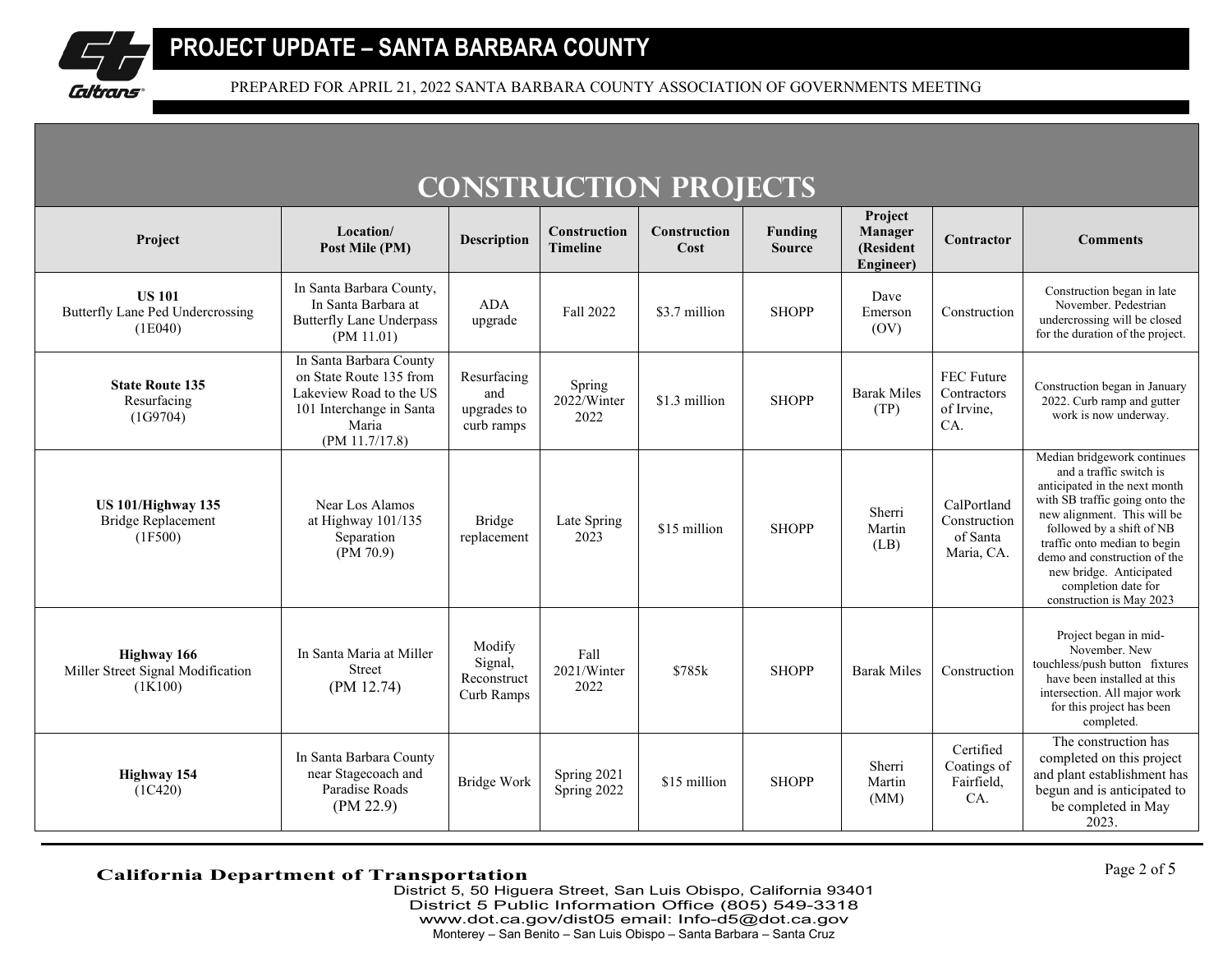# PROJECT UPDATE – SANTA BARBARA COUNTY

PREPARED FOR APRIL 21, 2022 SANTA BARBARA COUNTY ASSOCIATION OF GOVERNMENTS MEETING

## CONSTRUCTION PROJECTS

| Project | Location/ Post Mile (PM) | Description | Construction Timeline | Construction Cost | Funding Source | Project Manager (Resident Engineer) | Contractor | Comments |
|---|---|---|---|---|---|---|---|---|
| **US 101** Butterfly Lane Ped Undercrossing (1E040) | In Santa Barbara County, In Santa Barbara at Butterfly Lane Underpass (PM 11.01) | ADA upgrade | Fall 2022 | $3.7 million | SHOPP | Dave Emerson (OV) | Construction | Construction began in late November. Pedestrian undercrossing will be closed for the duration of the project. |
| **State Route 135** Resurfacing (1G9704) | In Santa Barbara County on State Route 135 from Lakeview Road to the US 101 Interchange in Santa Maria (PM 11.7/17.8) | Resurfacing and upgrades to curb ramps | Spring 2022/Winter 2022 | $1.3 million | SHOPP | Barak Miles (TP) | FEC Future Contractors of Irvine, CA. | Construction began in January 2022. Curb ramp and gutter work is now underway. |
| **US 101/Highway 135** Bridge Replacement (1F500) | Near Los Alamos at Highway 101/135 Separation (PM 70.9) | Bridge replacement | Late Spring 2023 | $15 million | SHOPP | Sherri Martin (LB) | CalPortland Construction of Santa Maria, CA. | Median bridgework continues and a traffic switch is anticipated in the next month with SB traffic going onto the new alignment. This will be followed by a shift of NB traffic onto median to begin demo and construction of the new bridge. Anticipated completion date for construction is May 2023 |
| **Highway 166** Miller Street Signal Modification (1K100) | In Santa Maria at Miller Street (PM 12.74) | Modify Signal, Reconstruct Curb Ramps | Fall 2021/Winter 2022 | $785k | SHOPP | Barak Miles | Construction | Project began in mid-November. New touchless/push button fixtures have been installed at this intersection. All major work for this project has been completed. |
| **Highway 154** (1C420) | In Santa Barbara County near Stagecoach and Paradise Roads (PM 22.9) | Bridge Work | Spring 2021 Spring 2022 | $15 million | SHOPP | Sherri Martin (MM) | Certified Coatings of Fairfield, CA. | The construction has completed on this project and plant establishment has begun and is anticipated to be completed in May 2023. |

**California Department of Transportation**
District 5, 50 Higuera Street, San Luis Obispo, California 93401
District 5 Public Information Office (805) 549-3318
www.dot.ca.gov/dist05 email: Info-d5@dot.ca.gov
Monterey – San Benito – San Luis Obispo – Santa Barbara – Santa Cruz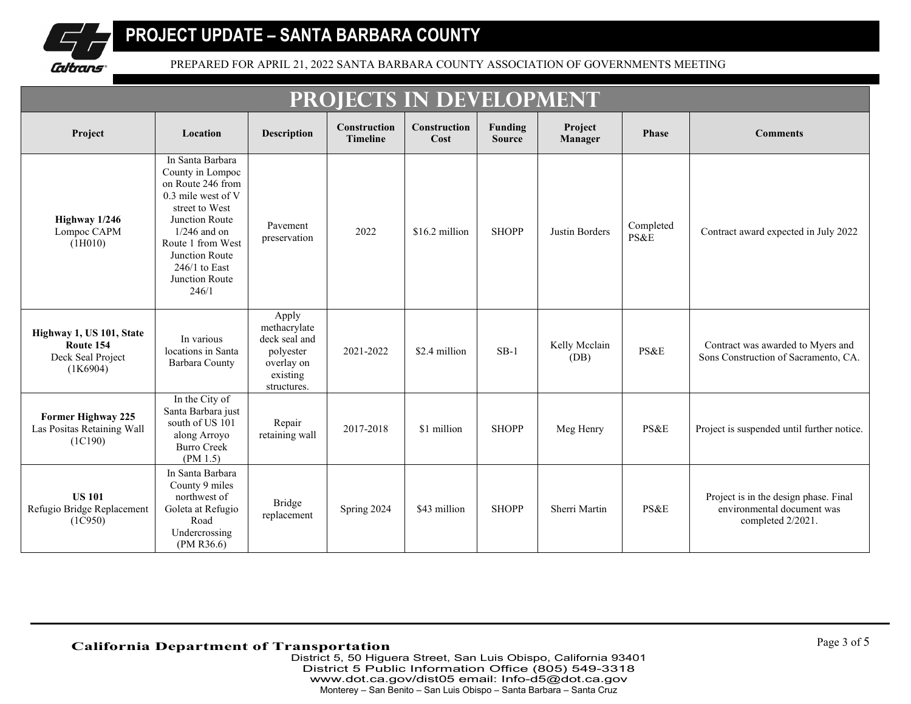# PROJECT UPDATE – SANTA BARBARA COUNTY

PREPARED FOR APRIL 21, 2022 SANTA BARBARA COUNTY ASSOCIATION OF GOVERNMENTS MEETING

## PROJECTS IN DEVELOPMENT

| Project | Location | Description | Construction Timeline | Construction Cost | Funding Source | Project Manager | Phase | Comments |
|---|---|---|---|---|---|---|---|---|
| **Highway 1/246** Lompoc CAPM (1H010) | In Santa Barbara County in Lompoc on Route 246 from 0.3 mile west of V street to West Junction Route 1/246 and on Route 1 from West Junction Route 246/1 to East Junction Route 246/1 | Pavement preservation | 2022 | $16.2 million | SHOPP | Justin Borders | Completed PS&E | Contract award expected in July 2022 |
| **Highway 1, US 101, State Route 154** Deck Seal Project (1K6904) | In various locations in Santa Barbara County | Apply methacrylate deck seal and polyester overlay on existing structures. | 2021-2022 | $2.4 million | SB-1 | Kelly Mcclain (DB) | PS&E | Contract was awarded to Myers and Sons Construction of Sacramento, CA. |
| **Former Highway 225** Las Positas Retaining Wall (1C190) | In the City of Santa Barbara just south of US 101 along Arroyo Burro Creek (PM 1.5) | Repair retaining wall | 2017-2018 | $1 million | SHOPP | Meg Henry | PS&E | Project is suspended until further notice. |
| **US 101** Refugio Bridge Replacement (1C950) | In Santa Barbara County 9 miles northwest of Goleta at Refugio Road Undercrossing (PM R36.6) | Bridge replacement | Spring 2024 | $43 million | SHOPP | Sherri Martin | PS&E | Project is in the design phase. Final environmental document was completed 2/2021. |

**California Department of Transportation**
District 5, 50 Higuera Street, San Luis Obispo, California 93401
District 5 Public Information Office (805) 549-3318
www.dot.ca.gov/dist05 email: Info-d5@dot.ca.gov
Monterey – San Benito – San Luis Obispo – Santa Barbara – Santa Cruz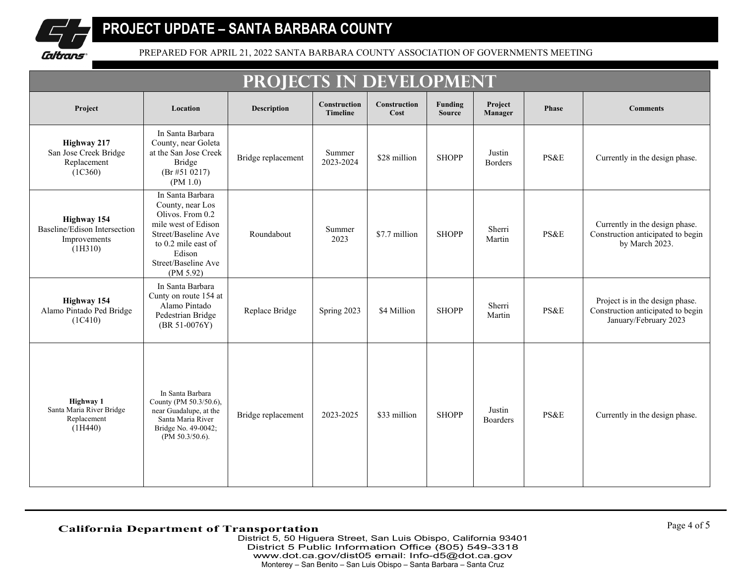# PROJECT UPDATE – SANTA BARBARA COUNTY

PREPARED FOR APRIL 21, 2022 SANTA BARBARA COUNTY ASSOCIATION OF GOVERNMENTS MEETING

## PROJECTS IN DEVELOPMENT

| Project | Location | Description | Construction Timeline | Construction Cost | Funding Source | Project Manager | Phase | Comments |
|---|---|---|---|---|---|---|---|---|
| **Highway 217** San Jose Creek Bridge Replacement (1C360) | In Santa Barbara County, near Goleta at the San Jose Creek Bridge (Br #51 0217) (PM 1.0) | Bridge replacement | Summer 2023-2024 | \$28 million | SHOPP | Justin Borders | PS&E | Currently in the design phase. |
| **Highway 154** Baseline/Edison Intersection Improvements (1H310) | In Santa Barbara County, near Los Olivos. From 0.2 mile west of Edison Street/Baseline Ave to 0.2 mile east of Edison Street/Baseline Ave (PM 5.92) | Roundabout | Summer 2023 | \$7.7 million | SHOPP | Sherri Martin | PS&E | Currently in the design phase. Construction anticipated to begin by March 2023. |
| **Highway 154** Alamo Pintado Ped Bridge (1C410) | In Santa Barbara Cunty on route 154 at Alamo Pintado Pedestrian Bridge (BR 51-0076Y) | Replace Bridge | Spring 2023 | \$4 Million | SHOPP | Sherri Martin | PS&E | Project is in the design phase. Construction anticipated to begin January/February 2023 |
| **Highway 1** Santa Maria River Bridge Replacement (1H440) | In Santa Barbara County (PM 50.3/50.6), near Guadalupe, at the Santa Maria River Bridge No. 49-0042; (PM 50.3/50.6). | Bridge replacement | 2023-2025 | \$33 million | SHOPP | Justin Boarders | PS&E | Currently in the design phase. |

**California Department of Transportation**
District 5, 50 Higuera Street, San Luis Obispo, California 93401
District 5 Public Information Office (805) 549-3318
www.dot.ca.gov/dist05 email: Info-d5@dot.ca.gov
Monterey – San Benito – San Luis Obispo – Santa Barbara – Santa Cruz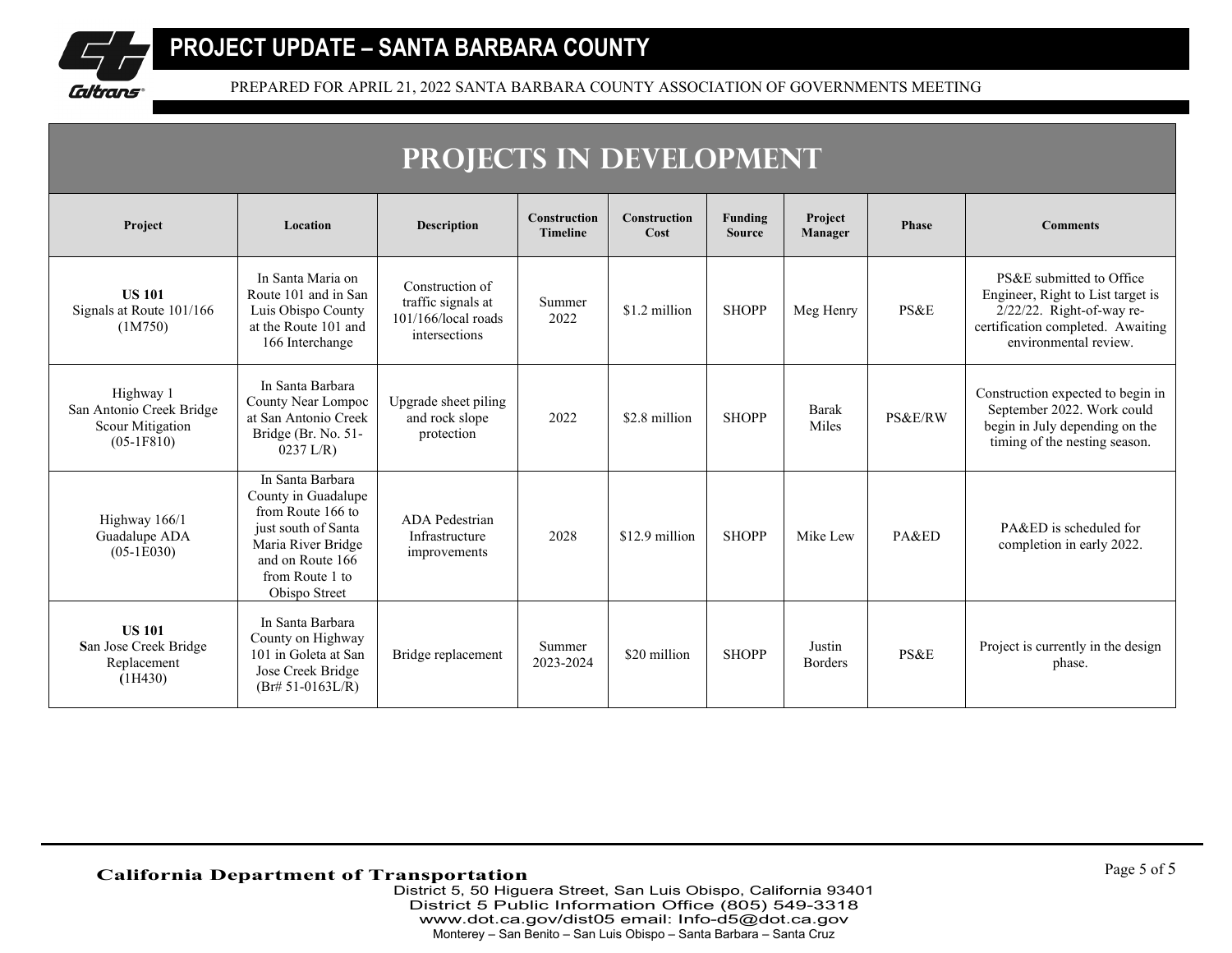# PROJECT UPDATE – SANTA BARBARA COUNTY

PREPARED FOR APRIL 21, 2022 SANTA BARBARA COUNTY ASSOCIATION OF GOVERNMENTS MEETING

## PROJECTS IN DEVELOPMENT

| Project | Location | Description | Construction Timeline | Construction Cost | Funding Source | Project Manager | Phase | Comments |
|---|---|---|---|---|---|---|---|---|
| **US 101** Signals at Route 101/166 (1M750) | In Santa Maria on Route 101 and in San Luis Obispo County at the Route 101 and 166 Interchange | Construction of traffic signals at 101/166/local roads intersections | Summer 2022 | $1.2 million | SHOPP | Meg Henry | PS&E | PS&E submitted to Office Engineer, Right to List target is 2/22/22. Right-of-way re-certification completed. Awaiting environmental review. |
| Highway 1 San Antonio Creek Bridge Scour Mitigation (05-1F810) | In Santa Barbara County Near Lompoc at San Antonio Creek Bridge (Br. No. 51-0237 L/R) | Upgrade sheet piling and rock slope protection | 2022 | $2.8 million | SHOPP | Barak Miles | PS&E/RW | Construction expected to begin in September 2022. Work could begin in July depending on the timing of the nesting season. |
| Highway 166/1 Guadalupe ADA (05-1E030) | In Santa Barbara County in Guadalupe from Route 166 to just south of Santa Maria River Bridge and on Route 166 from Route 1 to Obispo Street | ADA Pedestrian Infrastructure improvements | 2028 | $12.9 million | SHOPP | Mike Lew | PA&ED | PA&ED is scheduled for completion in early 2022. |
| **US 101** **S**an Jose Creek Bridge Replacement **(**1H430) | In Santa Barbara County on Highway 101 in Goleta at San Jose Creek Bridge (Br# 51-0163L/R) | Bridge replacement | Summer 2023-2024 | $20 million | SHOPP | Justin Borders | PS&E | Project is currently in the design phase. |

**California Department of Transportation**
District 5, 50 Higuera Street, San Luis Obispo, California 93401
District 5 Public Information Office (805) 549-3318
www.dot.ca.gov/dist05 email: Info-d5@dot.ca.gov
Monterey – San Benito – San Luis Obispo – Santa Barbara – Santa Cruz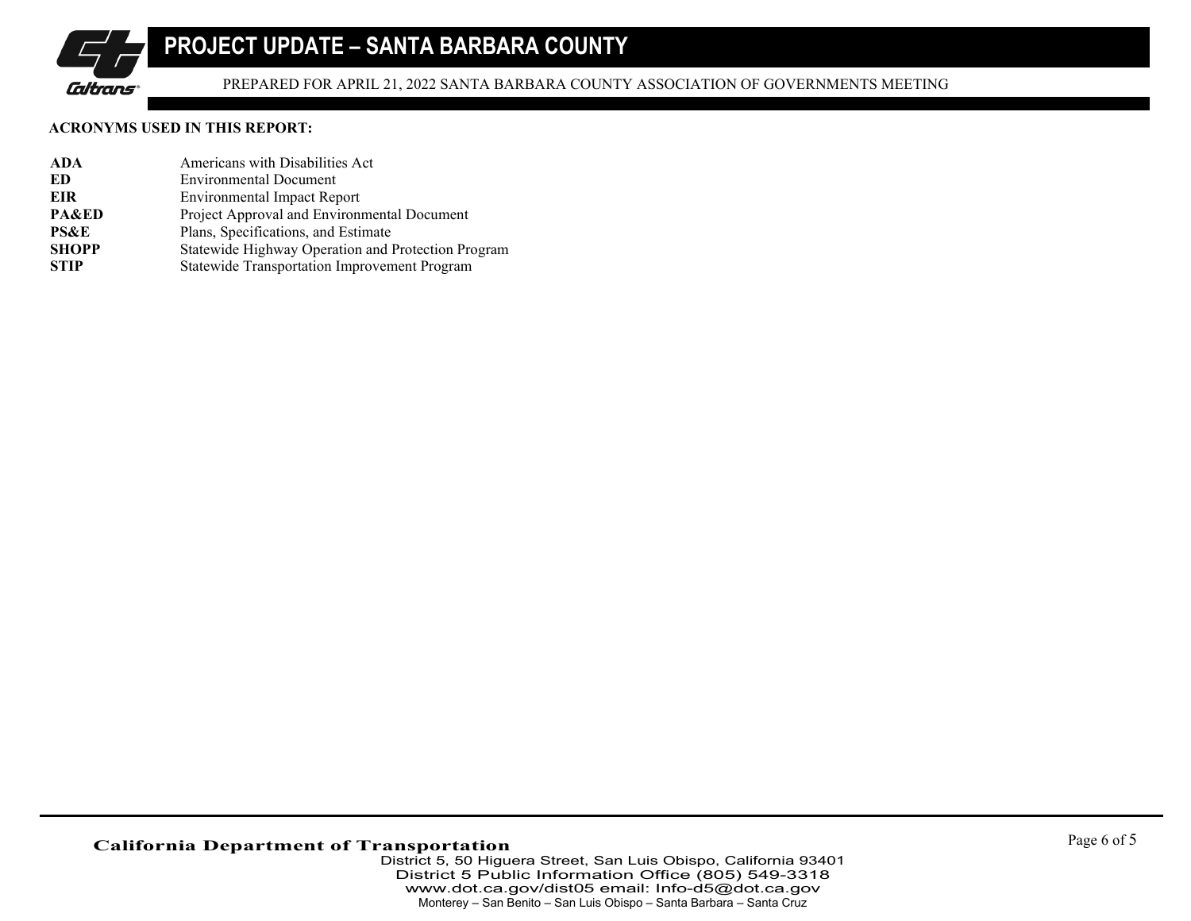**ACRONYMS USED IN THIS REPORT:**

| | |
|---|---|
| **ADA** | Americans with Disabilities Act |
| **ED** | Environmental Document |
| **EIR** | Environmental Impact Report |
| **PA&ED** | Project Approval and Environmental Document |
| **PS&E** | Plans, Specifications, and Estimate |
| **SHOPP** | Statewide Highway Operation and Protection Program |
| **STIP** | Statewide Transportation Improvement Program |